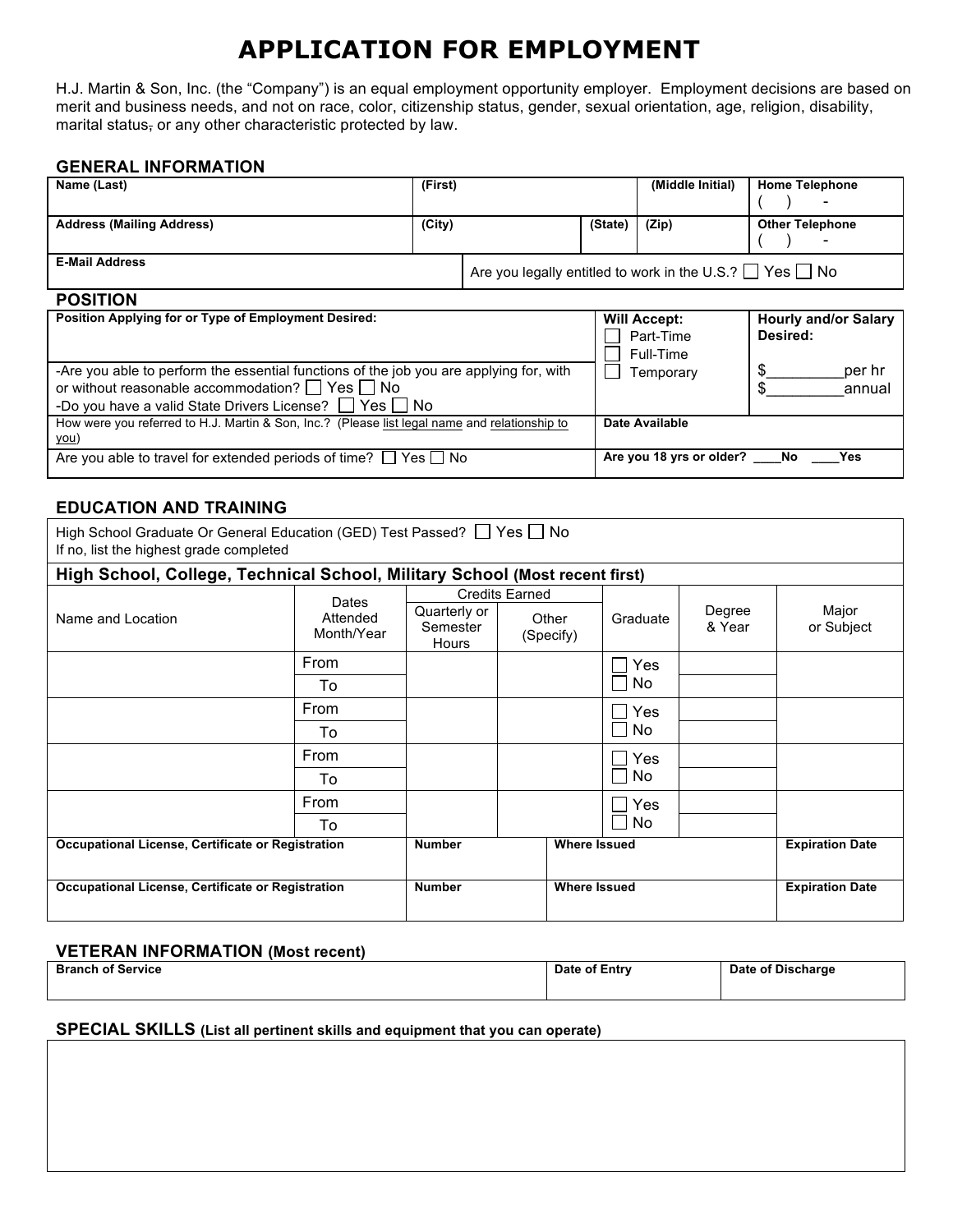# APPLICATION FOR EMPLOYMENT

H.J. Martin & Son, Inc. (the "Company") is an equal employment opportunity employer. Employment decisions are based on merit and business needs, and not on race, color, citizenship status, gender, sexual orientation, age, religion, disability, marital status, or any other characteristic protected by law.

## GENERAL INFORMATION

| Name (Last) | (First) | | (Middle Initial) | Home Telephone ( ) - |
|---|---|---|---|---|
| **Address (Mailing Address)** | **(City)** | **(State)** | **(Zip)** | **Other Telephone** ( ) - |
| **E-Mail Address** | Are you legally entitled to work in the U.S.? ☐ Yes ☐ No | | | |

## POSITION

| Position Applying for or Type of Employment Desired: | Will Accept: | Hourly and/or Salary Desired: |
|---|---|---|
| -Are you able to perform the essential functions of the job you are applying for, with or without reasonable accommodation? ☐ Yes ☐ No<br>-Do you have a valid State Drivers License? ☐ Yes ☐ No | ☐ Part-Time<br>☐ Full-Time<br>☐ Temporary | $_________per hr<br>$_________annual |
| How were you referred to H.J. Martin & Son, Inc.? (Please list legal name and relationship to you) | Date Available | |
| Are you able to travel for extended periods of time? ☐ Yes ☐ No | Are you 18 yrs or older? ____No ____Yes | |

## EDUCATION AND TRAINING

High School Graduate Or General Education (GED) Test Passed? ☐ Yes ☐ No
If no, list the highest grade completed

**High School, College, Technical School, Military School (Most recent first)**

| Name and Location | Dates Attended Month/Year | Credits Earned | | Graduate | Degree & Year | Major or Subject |
|---|---|---|---|---|---|---|
| | | Quarterly or Semester Hours | Other (Specify) | | | |
| | From | | | ☐ Yes | | |
| | To | | | ☐ No | | |
| | From | | | ☐ Yes | | |
| | To | | | ☐ No | | |
| | From | | | ☐ Yes | | |
| | To | | | ☐ No | | |
| | From | | | ☐ Yes | | |
| | To | | | ☐ No | | |

| Occupational License, Certificate or Registration | Number | Where Issued | Expiration Date |
|---|---|---|---|
| | | | |
| **Occupational License, Certificate or Registration** | **Number** | **Where Issued** | **Expiration Date** |
| | | | |

## VETERAN INFORMATION (Most recent)

| Branch of Service | Date of Entry | Date of Discharge |
|---|---|---|
| | | |

## SPECIAL SKILLS (List all pertinent skills and equipment that you can operate)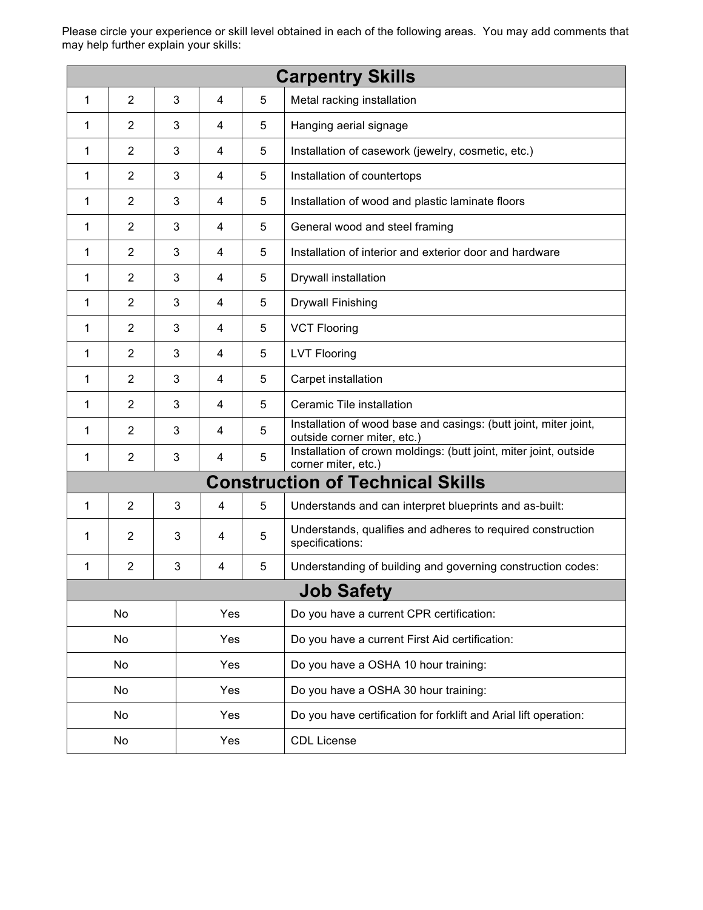Please circle your experience or skill level obtained in each of the following areas. You may add comments that may help further explain your skills:

## Carpentry Skills

| | | | | | |
|---|---|---|---|---|---|
| 1 | 2 | 3 | 4 | 5 | Metal racking installation |
| 1 | 2 | 3 | 4 | 5 | Hanging aerial signage |
| 1 | 2 | 3 | 4 | 5 | Installation of casework (jewelry, cosmetic, etc.) |
| 1 | 2 | 3 | 4 | 5 | Installation of countertops |
| 1 | 2 | 3 | 4 | 5 | Installation of wood and plastic laminate floors |
| 1 | 2 | 3 | 4 | 5 | General wood and steel framing |
| 1 | 2 | 3 | 4 | 5 | Installation of interior and exterior door and hardware |
| 1 | 2 | 3 | 4 | 5 | Drywall installation |
| 1 | 2 | 3 | 4 | 5 | Drywall Finishing |
| 1 | 2 | 3 | 4 | 5 | VCT Flooring |
| 1 | 2 | 3 | 4 | 5 | LVT Flooring |
| 1 | 2 | 3 | 4 | 5 | Carpet installation |
| 1 | 2 | 3 | 4 | 5 | Ceramic Tile installation |
| 1 | 2 | 3 | 4 | 5 | Installation of wood base and casings: (butt joint, miter joint, outside corner miter, etc.) |
| 1 | 2 | 3 | 4 | 5 | Installation of crown moldings: (butt joint, miter joint, outside corner miter, etc.) |

## Construction of Technical Skills

| | | | | | |
|---|---|---|---|---|---|
| 1 | 2 | 3 | 4 | 5 | Understands and can interpret blueprints and as-built: |
| 1 | 2 | 3 | 4 | 5 | Understands, qualifies and adheres to required construction specifications: |
| 1 | 2 | 3 | 4 | 5 | Understanding of building and governing construction codes: |

## Job Safety

| | | |
|---|---|---|
| No | Yes | Do you have a current CPR certification: |
| No | Yes | Do you have a current First Aid certification: |
| No | Yes | Do you have a OSHA 10 hour training: |
| No | Yes | Do you have a OSHA 30 hour training: |
| No | Yes | Do you have certification for forklift and Arial lift operation: |
| No | Yes | CDL License |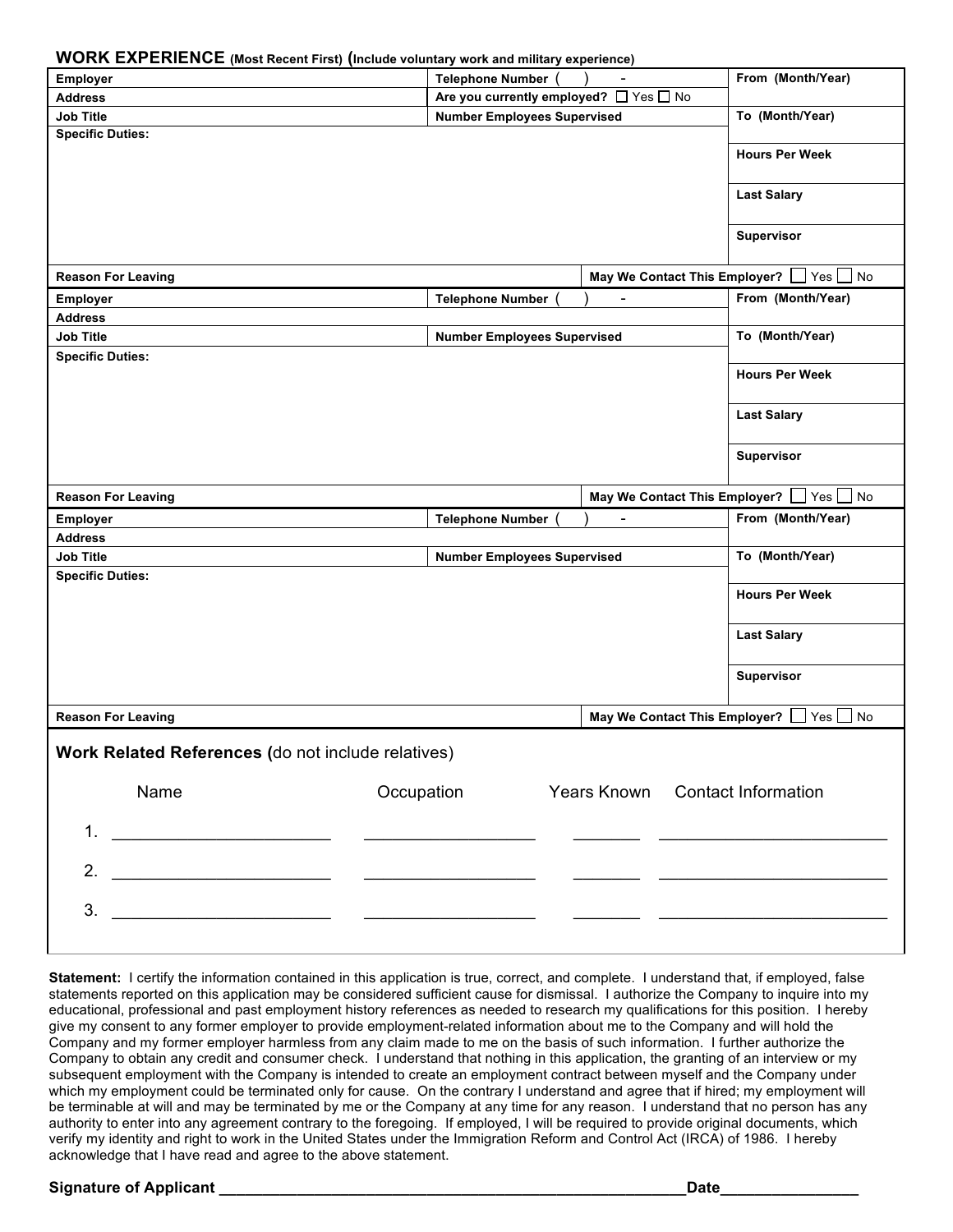## WORK EXPERIENCE (Most Recent First) (Include voluntary work and military experience)

| Employer | Telephone Number ( ) - | From (Month/Year) |
|---|---|---|
| Address | Are you currently employed? ☐ Yes ☐ No | |
| Job Title | Number Employees Supervised | To (Month/Year) |
| Specific Duties: | | |
| | | Hours Per Week |
| | | Last Salary |
| | | Supervisor |
| Reason For Leaving | May We Contact This Employer? ☐ Yes ☐ No | |

| Employer | Telephone Number ( ) - | From (Month/Year) |
|---|---|---|
| Address | | |
| Job Title | Number Employees Supervised | To (Month/Year) |
| Specific Duties: | | |
| | | Hours Per Week |
| | | Last Salary |
| | | Supervisor |
| Reason For Leaving | May We Contact This Employer? ☐ Yes ☐ No | |

| Employer | Telephone Number ( ) - | From (Month/Year) |
|---|---|---|
| Address | | |
| Job Title | Number Employees Supervised | To (Month/Year) |
| Specific Duties: | | |
| | | Hours Per Week |
| | | Last Salary |
| | | Supervisor |
| Reason For Leaving | May We Contact This Employer? ☐ Yes ☐ No | |

### Work Related References (do not include relatives)

| | Name | Occupation | Years Known | Contact Information |
|---|---|---|---|---|
| 1. | ______________________ | __________________ | _______ | _______________________ |
| 2. | ______________________ | __________________ | _______ | _______________________ |
| 3. | ______________________ | __________________ | _______ | _______________________ |

**Statement:** I certify the information contained in this application is true, correct, and complete. I understand that, if employed, false statements reported on this application may be considered sufficient cause for dismissal. I authorize the Company to inquire into my educational, professional and past employment history references as needed to research my qualifications for this position. I hereby give my consent to any former employer to provide employment-related information about me to the Company and will hold the Company and my former employer harmless from any claim made to me on the basis of such information. I further authorize the Company to obtain any credit and consumer check. I understand that nothing in this application, the granting of an interview or my subsequent employment with the Company is intended to create an employment contract between myself and the Company under which my employment could be terminated only for cause. On the contrary I understand and agree that if hired; my employment will be terminable at will and may be terminated by me or the Company at any time for any reason. I understand that no person has any authority to enter into any agreement contrary to the foregoing. If employed, I will be required to provide original documents, which verify my identity and right to work in the United States under the Immigration Reform and Control Act (IRCA) of 1986. I hereby acknowledge that I have read and agree to the above statement.

**Signature of Applicant** _______________________________________________________**Date**_______________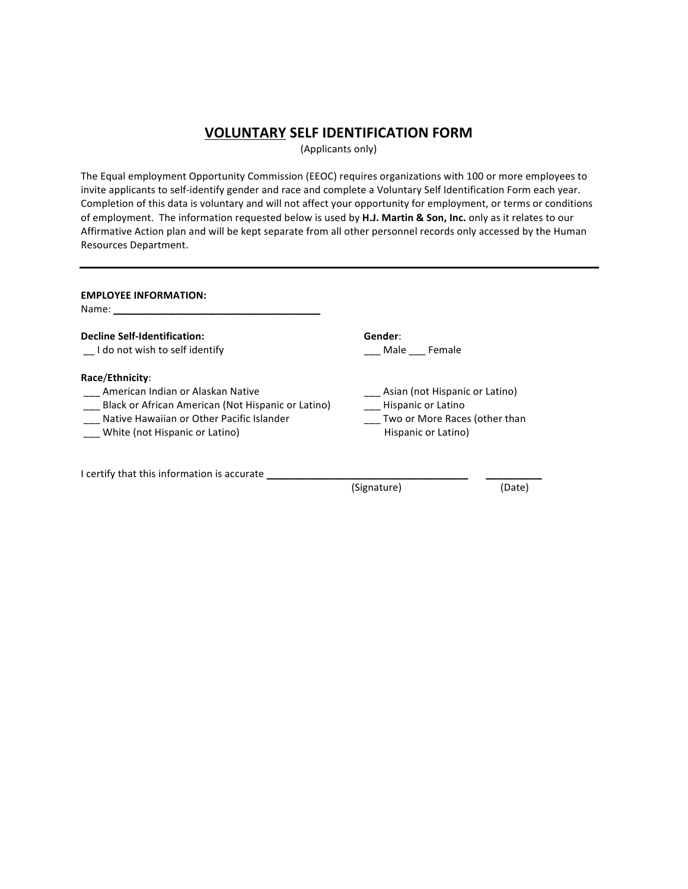# <u>VOLUNTARY</u> SELF IDENTIFICATION FORM

(Applicants only)

The Equal employment Opportunity Commission (EEOC) requires organizations with 100 or more employees to invite applicants to self-identify gender and race and complete a Voluntary Self Identification Form each year. Completion of this data is voluntary and will not affect your opportunity for employment, or terms or conditions of employment. The information requested below is used by **H.J. Martin & Son, Inc.** only as it relates to our Affirmative Action plan and will be kept separate from all other personnel records only accessed by the Human Resources Department.

---

**EMPLOYEE INFORMATION:**

Name: ____________________________________

**Decline Self-Identification:**

__ I do not wish to self identify

**Gender**:

___ Male ___ Female

**Race**/**Ethnicity**:

___ American Indian or Alaskan Native

___ Black or African American (Not Hispanic or Latino)

___ Native Hawaiian or Other Pacific Islander

___ White (not Hispanic or Latino)

___ Asian (not Hispanic or Latino)

___ Hispanic or Latino

___ Two or More Races (other than Hispanic or Latino)

I certify that this information is accurate ____________________________________ __________

(Signature) (Date)